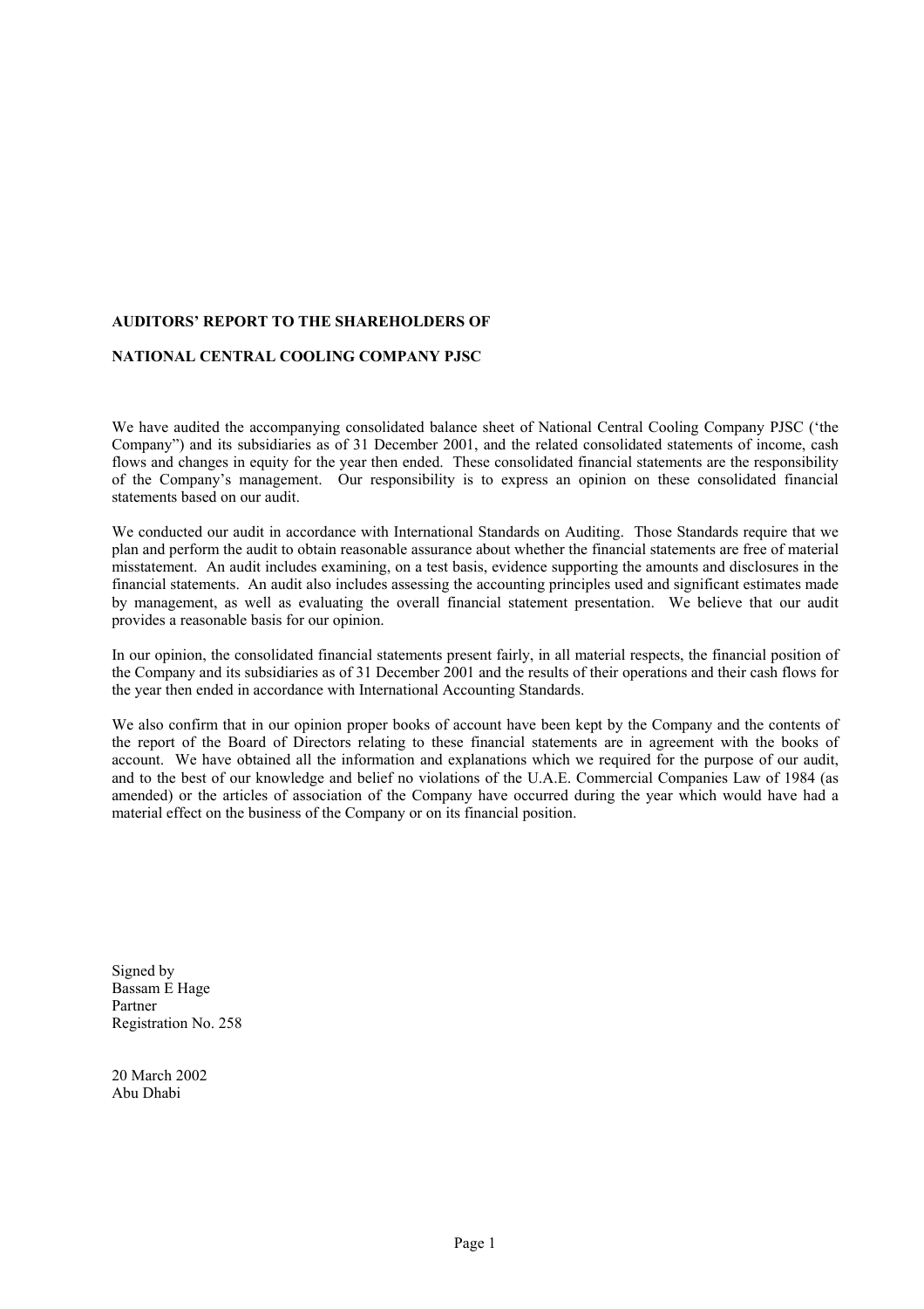**AUDITORS' REPORT TO THE SHAREHOLDERS OF**

**NATIONAL CENTRAL COOLING COMPANY PJSC**

We have audited the accompanying consolidated balance sheet of National Central Cooling Company PJSC ('the Company") and its subsidiaries as of 31 December 2001, and the related consolidated statements of income, cash flows and changes in equity for the year then ended. These consolidated financial statements are the responsibility of the Company's management. Our responsibility is to express an opinion on these consolidated financial statements based on our audit.

We conducted our audit in accordance with International Standards on Auditing. Those Standards require that we plan and perform the audit to obtain reasonable assurance about whether the financial statements are free of material misstatement. An audit includes examining, on a test basis, evidence supporting the amounts and disclosures in the financial statements. An audit also includes assessing the accounting principles used and significant estimates made by management, as well as evaluating the overall financial statement presentation. We believe that our audit provides a reasonable basis for our opinion.

In our opinion, the consolidated financial statements present fairly, in all material respects, the financial position of the Company and its subsidiaries as of 31 December 2001 and the results of their operations and their cash flows for the year then ended in accordance with International Accounting Standards.

We also confirm that in our opinion proper books of account have been kept by the Company and the contents of the report of the Board of Directors relating to these financial statements are in agreement with the books of account. We have obtained all the information and explanations which we required for the purpose of our audit, and to the best of our knowledge and belief no violations of the U.A.E. Commercial Companies Law of 1984 (as amended) or the articles of association of the Company have occurred during the year which would have had a material effect on the business of the Company or on its financial position.

Signed by
Bassam E Hage
Partner
Registration No. 258

20 March 2002
Abu Dhabi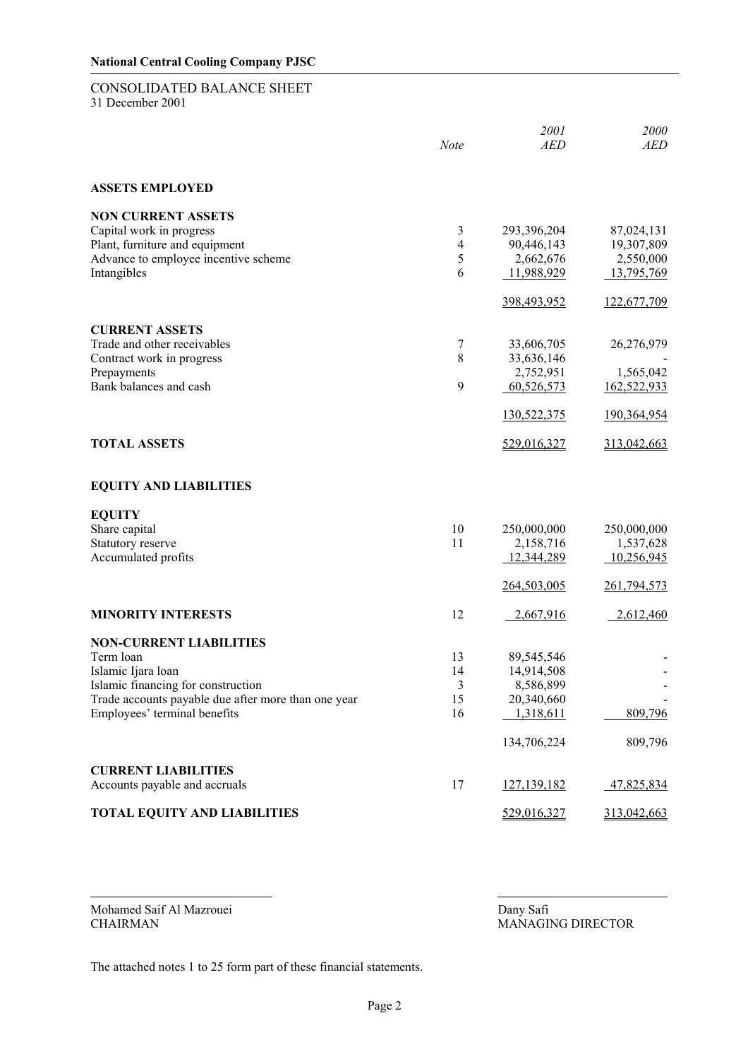**National Central Cooling Company PJSC**

# CONSOLIDATED BALANCE SHEET

31 December 2001

| | *Note* | *2001* *AED* | *2000* *AED* |
|---|---|---|---|
| **ASSETS EMPLOYED** | | | |
| **NON CURRENT ASSETS** | | | |
| Capital work in progress | 3 | 293,396,204 | 87,024,131 |
| Plant, furniture and equipment | 4 | 90,446,143 | 19,307,809 |
| Advance to employee incentive scheme | 5 | 2,662,676 | 2,550,000 |
| Intangibles | 6 | 11,988,929 | 13,795,769 |
| | | 398,493,952 | 122,677,709 |
| **CURRENT ASSETS** | | | |
| Trade and other receivables | 7 | 33,606,705 | 26,276,979 |
| Contract work in progress | 8 | 33,636,146 | - |
| Prepayments | | 2,752,951 | 1,565,042 |
| Bank balances and cash | 9 | 60,526,573 | 162,522,933 |
| | | 130,522,375 | 190,364,954 |
| **TOTAL ASSETS** | | 529,016,327 | 313,042,663 |
| **EQUITY AND LIABILITIES** | | | |
| **EQUITY** | | | |
| Share capital | 10 | 250,000,000 | 250,000,000 |
| Statutory reserve | 11 | 2,158,716 | 1,537,628 |
| Accumulated profits | | 12,344,289 | 10,256,945 |
| | | 264,503,005 | 261,794,573 |
| **MINORITY INTERESTS** | 12 | 2,667,916 | 2,612,460 |
| **NON-CURRENT LIABILITIES** | | | |
| Term loan | 13 | 89,545,546 | - |
| Islamic Ijara loan | 14 | 14,914,508 | - |
| Islamic financing for construction | 3 | 8,586,899 | - |
| Trade accounts payable due after more than one year | 15 | 20,340,660 | - |
| Employees' terminal benefits | 16 | 1,318,611 | 809,796 |
| | | 134,706,224 | 809,796 |
| **CURRENT LIABILITIES** | | | |
| Accounts payable and accruals | 17 | 127,139,182 | 47,825,834 |
| **TOTAL EQUITY AND LIABILITIES** | | 529,016,327 | 313,042,663 |

Mohamed Saif Al Mazrouei
CHAIRMAN

Dany Safi
MANAGING DIRECTOR

The attached notes 1 to 25 form part of these financial statements.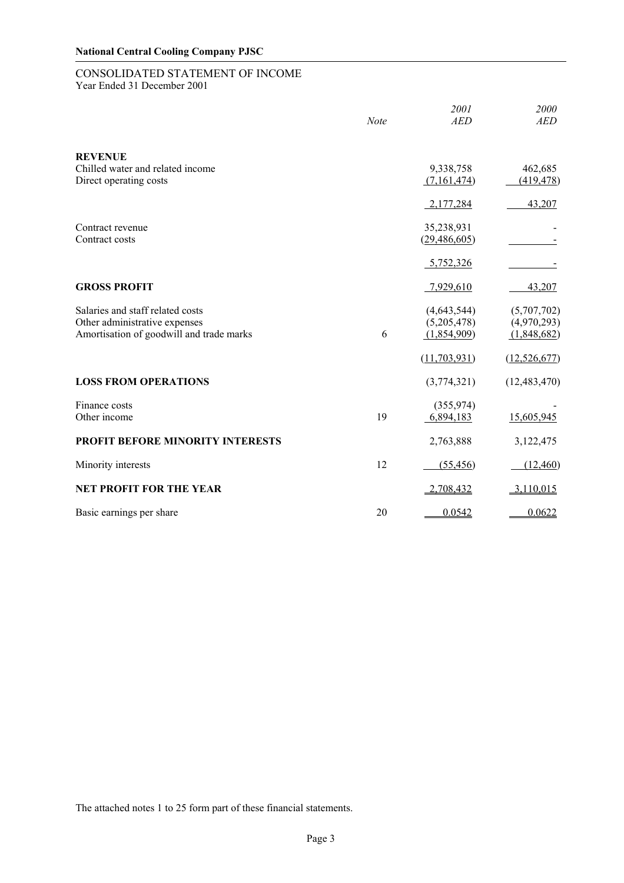**National Central Cooling Company PJSC**

## CONSOLIDATED STATEMENT OF INCOME

Year Ended 31 December 2001

| | *Note* | *2001 AED* | *2000 AED* |
|---|---|---|---|
| **REVENUE** | | | |
| Chilled water and related income | | 9,338,758 | 462,685 |
| Direct operating costs | | (7,161,474) | (419,478) |
| | | 2,177,284 | 43,207 |
| Contract revenue | | 35,238,931 | - |
| Contract costs | | (29,486,605) | - |
| | | 5,752,326 | - |
| **GROSS PROFIT** | | 7,929,610 | 43,207 |
| Salaries and staff related costs | | (4,643,544) | (5,707,702) |
| Other administrative expenses | | (5,205,478) | (4,970,293) |
| Amortisation of goodwill and trade marks | 6 | (1,854,909) | (1,848,682) |
| | | (11,703,931) | (12,526,677) |
| **LOSS FROM OPERATIONS** | | (3,774,321) | (12,483,470) |
| Finance costs | | (355,974) | - |
| Other income | 19 | 6,894,183 | 15,605,945 |
| **PROFIT BEFORE MINORITY INTERESTS** | | 2,763,888 | 3,122,475 |
| Minority interests | 12 | (55,456) | (12,460) |
| **NET PROFIT FOR THE YEAR** | | 2,708,432 | 3,110,015 |
| Basic earnings per share | 20 | 0.0542 | 0.0622 |

The attached notes 1 to 25 form part of these financial statements.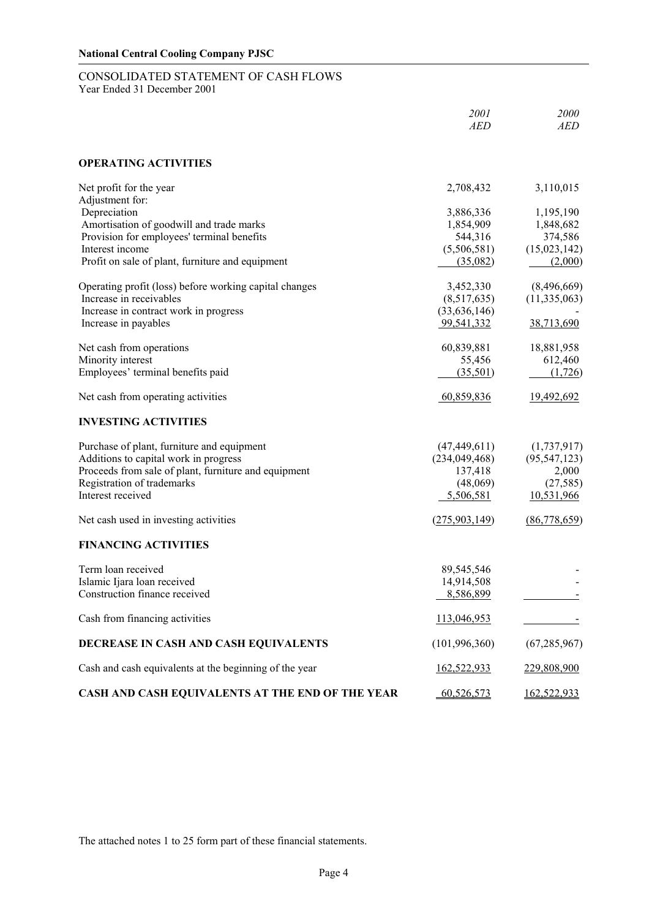**National Central Cooling Company PJSC**

# CONSOLIDATED STATEMENT OF CASH FLOWS

Year Ended 31 December 2001

| | *2001* *AED* | *2000* *AED* |
|---|---|---|
| **OPERATING ACTIVITIES** | | |
| Net profit for the year | 2,708,432 | 3,110,015 |
| Adjustment for: | | |
| Depreciation | 3,886,336 | 1,195,190 |
| Amortisation of goodwill and trade marks | 1,854,909 | 1,848,682 |
| Provision for employees' terminal benefits | 544,316 | 374,586 |
| Interest income | (5,506,581) | (15,023,142) |
| Profit on sale of plant, furniture and equipment | (35,082) | (2,000) |
| Operating profit (loss) before working capital changes | 3,452,330 | (8,496,669) |
| Increase in receivables | (8,517,635) | (11,335,063) |
| Increase in contract work in progress | (33,636,146) | - |
| Increase in payables | 99,541,332 | 38,713,690 |
| Net cash from operations | 60,839,881 | 18,881,958 |
| Minority interest | 55,456 | 612,460 |
| Employees' terminal benefits paid | (35,501) | (1,726) |
| Net cash from operating activities | 60,859,836 | 19,492,692 |
| **INVESTING ACTIVITIES** | | |
| Purchase of plant, furniture and equipment | (47,449,611) | (1,737,917) |
| Additions to capital work in progress | (234,049,468) | (95,547,123) |
| Proceeds from sale of plant, furniture and equipment | 137,418 | 2,000 |
| Registration of trademarks | (48,069) | (27,585) |
| Interest received | 5,506,581 | 10,531,966 |
| Net cash used in investing activities | (275,903,149) | (86,778,659) |
| **FINANCING ACTIVITIES** | | |
| Term loan received | 89,545,546 | - |
| Islamic Ijara loan received | 14,914,508 | - |
| Construction finance received | 8,586,899 | - |
| Cash from financing activities | 113,046,953 | - |
| **DECREASE IN CASH AND CASH EQUIVALENTS** | (101,996,360) | (67,285,967) |
| Cash and cash equivalents at the beginning of the year | 162,522,933 | 229,808,900 |
| **CASH AND CASH EQUIVALENTS AT THE END OF THE YEAR** | 60,526,573 | 162,522,933 |

The attached notes 1 to 25 form part of these financial statements.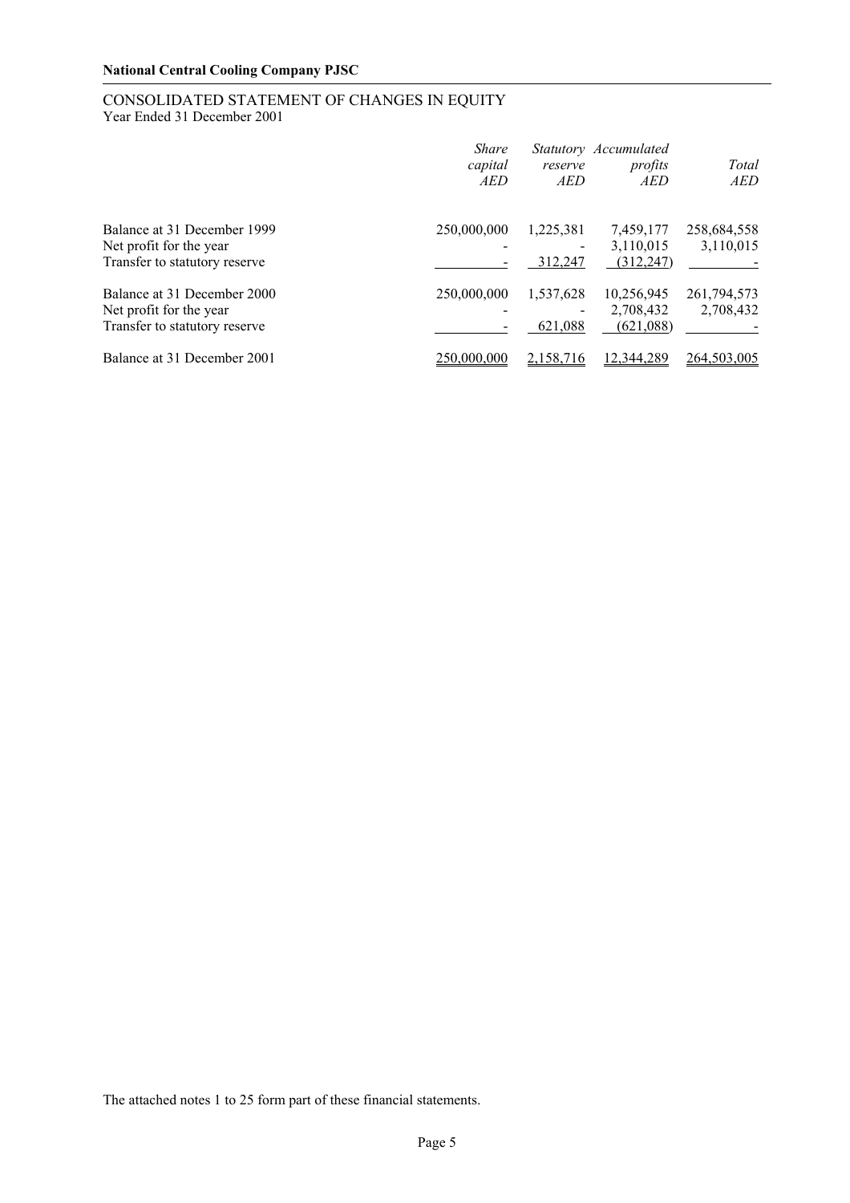**National Central Cooling Company PJSC**

## CONSOLIDATED STATEMENT OF CHANGES IN EQUITY
Year Ended 31 December 2001

| | *Share capital AED* | *Statutory reserve AED* | *Accumulated profits AED* | *Total AED* |
|---|---|---|---|---|
| Balance at 31 December 1999 | 250,000,000 | 1,225,381 | 7,459,177 | 258,684,558 |
| Net profit for the year | - | - | 3,110,015 | 3,110,015 |
| Transfer to statutory reserve | - | 312,247 | (312,247) | - |
| Balance at 31 December 2000 | 250,000,000 | 1,537,628 | 10,256,945 | 261,794,573 |
| Net profit for the year | - | - | 2,708,432 | 2,708,432 |
| Transfer to statutory reserve | - | 621,088 | (621,088) | - |
| Balance at 31 December 2001 | 250,000,000 | 2,158,716 | 12,344,289 | 264,503,005 |

The attached notes 1 to 25 form part of these financial statements.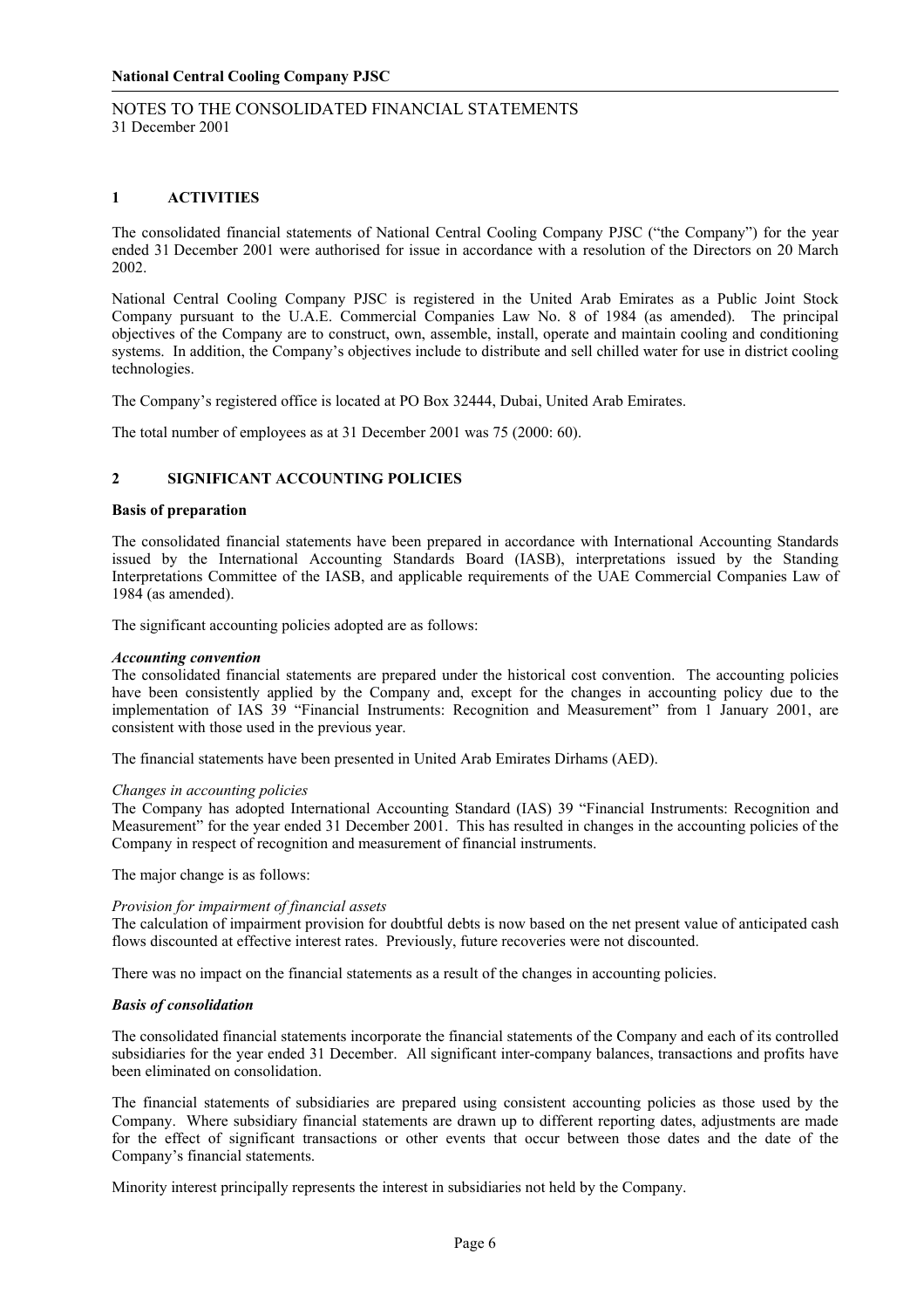NOTES TO THE CONSOLIDATED FINANCIAL STATEMENTS
31 December 2001

## 1 ACTIVITIES

The consolidated financial statements of National Central Cooling Company PJSC ("the Company") for the year ended 31 December 2001 were authorised for issue in accordance with a resolution of the Directors on 20 March 2002.

National Central Cooling Company PJSC is registered in the United Arab Emirates as a Public Joint Stock Company pursuant to the U.A.E. Commercial Companies Law No. 8 of 1984 (as amended). The principal objectives of the Company are to construct, own, assemble, install, operate and maintain cooling and conditioning systems. In addition, the Company's objectives include to distribute and sell chilled water for use in district cooling technologies.

The Company's registered office is located at PO Box 32444, Dubai, United Arab Emirates.

The total number of employees as at 31 December 2001 was 75 (2000: 60).

## 2 SIGNIFICANT ACCOUNTING POLICIES

**Basis of preparation**

The consolidated financial statements have been prepared in accordance with International Accounting Standards issued by the International Accounting Standards Board (IASB), interpretations issued by the Standing Interpretations Committee of the IASB, and applicable requirements of the UAE Commercial Companies Law of 1984 (as amended).

The significant accounting policies adopted are as follows:

***Accounting convention***

The consolidated financial statements are prepared under the historical cost convention. The accounting policies have been consistently applied by the Company and, except for the changes in accounting policy due to the implementation of IAS 39 "Financial Instruments: Recognition and Measurement" from 1 January 2001, are consistent with those used in the previous year.

The financial statements have been presented in United Arab Emirates Dirhams (AED).

*Changes in accounting policies*

The Company has adopted International Accounting Standard (IAS) 39 "Financial Instruments: Recognition and Measurement" for the year ended 31 December 2001. This has resulted in changes in the accounting policies of the Company in respect of recognition and measurement of financial instruments.

The major change is as follows:

*Provision for impairment of financial assets*

The calculation of impairment provision for doubtful debts is now based on the net present value of anticipated cash flows discounted at effective interest rates. Previously, future recoveries were not discounted.

There was no impact on the financial statements as a result of the changes in accounting policies.

***Basis of consolidation***

The consolidated financial statements incorporate the financial statements of the Company and each of its controlled subsidiaries for the year ended 31 December. All significant inter-company balances, transactions and profits have been eliminated on consolidation.

The financial statements of subsidiaries are prepared using consistent accounting policies as those used by the Company. Where subsidiary financial statements are drawn up to different reporting dates, adjustments are made for the effect of significant transactions or other events that occur between those dates and the date of the Company's financial statements.

Minority interest principally represents the interest in subsidiaries not held by the Company.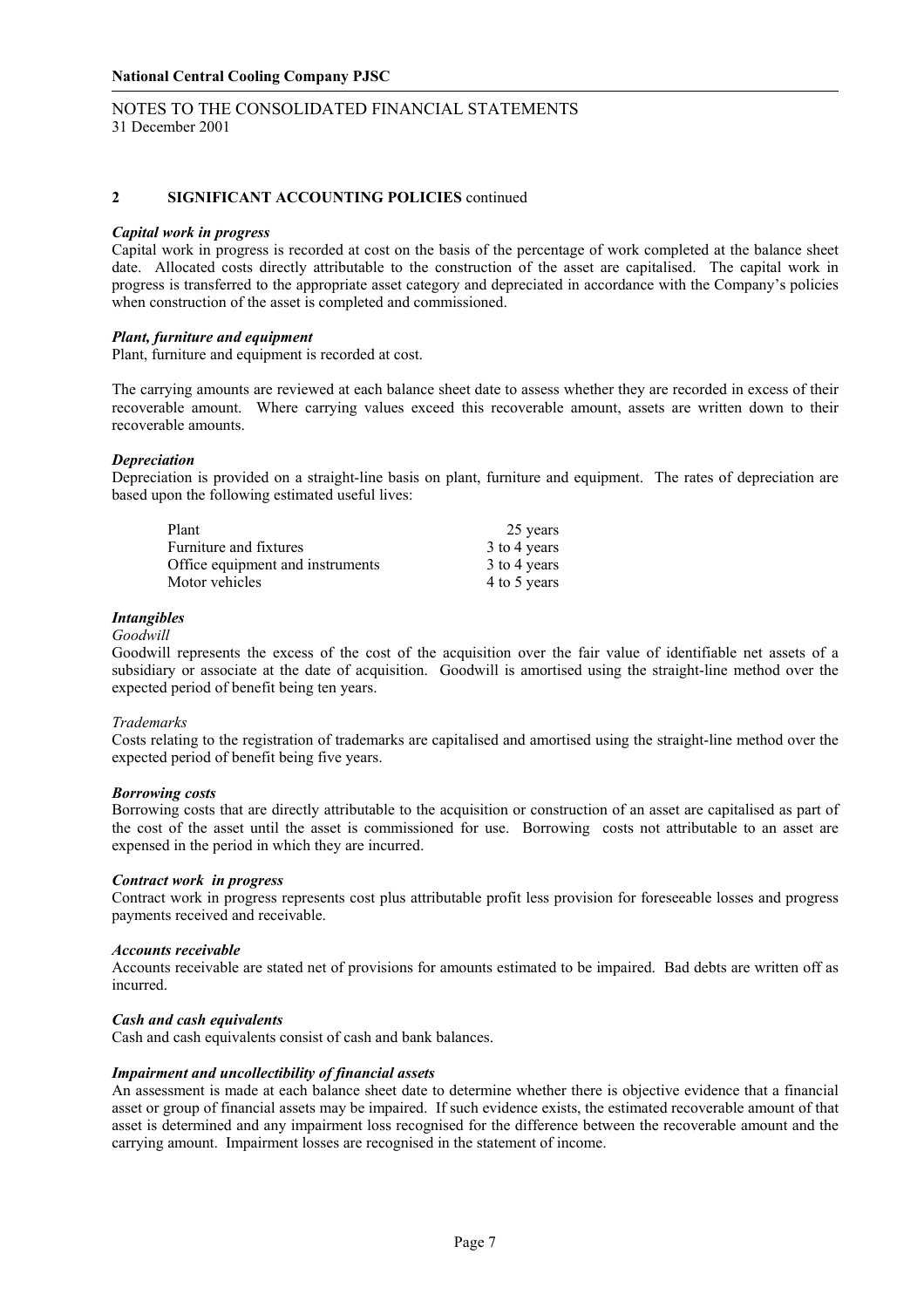**National Central Cooling Company PJSC**

NOTES TO THE CONSOLIDATED FINANCIAL STATEMENTS
31 December 2001

## 2 SIGNIFICANT ACCOUNTING POLICIES continued

***Capital work in progress***
Capital work in progress is recorded at cost on the basis of the percentage of work completed at the balance sheet date. Allocated costs directly attributable to the construction of the asset are capitalised. The capital work in progress is transferred to the appropriate asset category and depreciated in accordance with the Company's policies when construction of the asset is completed and commissioned.

***Plant, furniture and equipment***
Plant, furniture and equipment is recorded at cost.

The carrying amounts are reviewed at each balance sheet date to assess whether they are recorded in excess of their recoverable amount. Where carrying values exceed this recoverable amount, assets are written down to their recoverable amounts.

***Depreciation***
Depreciation is provided on a straight-line basis on plant, furniture and equipment. The rates of depreciation are based upon the following estimated useful lives:

| | |
|---|---|
| Plant | 25 years |
| Furniture and fixtures | 3 to 4 years |
| Office equipment and instruments | 3 to 4 years |
| Motor vehicles | 4 to 5 years |

***Intangibles***
*Goodwill*
Goodwill represents the excess of the cost of the acquisition over the fair value of identifiable net assets of a subsidiary or associate at the date of acquisition. Goodwill is amortised using the straight-line method over the expected period of benefit being ten years.

*Trademarks*
Costs relating to the registration of trademarks are capitalised and amortised using the straight-line method over the expected period of benefit being five years.

***Borrowing costs***
Borrowing costs that are directly attributable to the acquisition or construction of an asset are capitalised as part of the cost of the asset until the asset is commissioned for use. Borrowing costs not attributable to an asset are expensed in the period in which they are incurred.

***Contract work in progress***
Contract work in progress represents cost plus attributable profit less provision for foreseeable losses and progress payments received and receivable.

***Accounts receivable***
Accounts receivable are stated net of provisions for amounts estimated to be impaired. Bad debts are written off as incurred.

***Cash and cash equivalents***
Cash and cash equivalents consist of cash and bank balances.

***Impairment and uncollectibility of financial assets***
An assessment is made at each balance sheet date to determine whether there is objective evidence that a financial asset or group of financial assets may be impaired. If such evidence exists, the estimated recoverable amount of that asset is determined and any impairment loss recognised for the difference between the recoverable amount and the carrying amount. Impairment losses are recognised in the statement of income.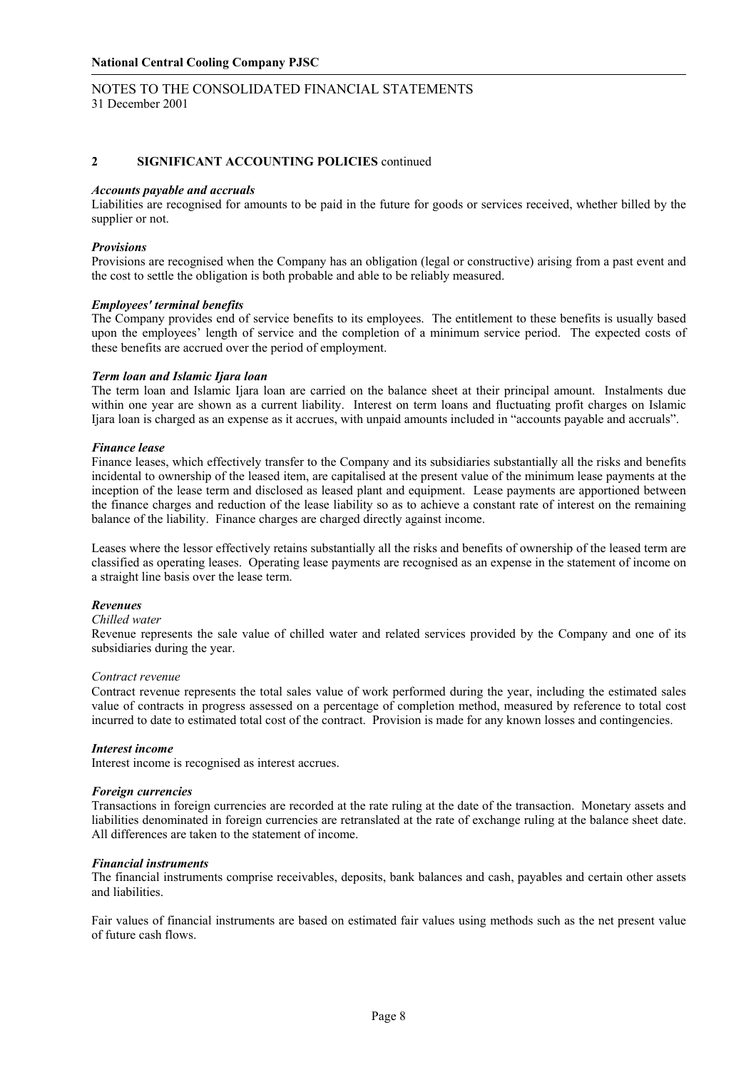**National Central Cooling Company PJSC**

NOTES TO THE CONSOLIDATED FINANCIAL STATEMENTS
31 December 2001

## 2 SIGNIFICANT ACCOUNTING POLICIES continued

***Accounts payable and accruals***

Liabilities are recognised for amounts to be paid in the future for goods or services received, whether billed by the supplier or not.

***Provisions***

Provisions are recognised when the Company has an obligation (legal or constructive) arising from a past event and the cost to settle the obligation is both probable and able to be reliably measured.

***Employees' terminal benefits***

The Company provides end of service benefits to its employees. The entitlement to these benefits is usually based upon the employees' length of service and the completion of a minimum service period. The expected costs of these benefits are accrued over the period of employment.

***Term loan and Islamic Ijara loan***

The term loan and Islamic Ijara loan are carried on the balance sheet at their principal amount. Instalments due within one year are shown as a current liability. Interest on term loans and fluctuating profit charges on Islamic Ijara loan is charged as an expense as it accrues, with unpaid amounts included in "accounts payable and accruals".

***Finance lease***

Finance leases, which effectively transfer to the Company and its subsidiaries substantially all the risks and benefits incidental to ownership of the leased item, are capitalised at the present value of the minimum lease payments at the inception of the lease term and disclosed as leased plant and equipment. Lease payments are apportioned between the finance charges and reduction of the lease liability so as to achieve a constant rate of interest on the remaining balance of the liability. Finance charges are charged directly against income.

Leases where the lessor effectively retains substantially all the risks and benefits of ownership of the leased term are classified as operating leases. Operating lease payments are recognised as an expense in the statement of income on a straight line basis over the lease term.

***Revenues***

*Chilled water*

Revenue represents the sale value of chilled water and related services provided by the Company and one of its subsidiaries during the year.

*Contract revenue*

Contract revenue represents the total sales value of work performed during the year, including the estimated sales value of contracts in progress assessed on a percentage of completion method, measured by reference to total cost incurred to date to estimated total cost of the contract. Provision is made for any known losses and contingencies.

***Interest income***

Interest income is recognised as interest accrues.

***Foreign currencies***

Transactions in foreign currencies are recorded at the rate ruling at the date of the transaction. Monetary assets and liabilities denominated in foreign currencies are retranslated at the rate of exchange ruling at the balance sheet date. All differences are taken to the statement of income.

***Financial instruments***

The financial instruments comprise receivables, deposits, bank balances and cash, payables and certain other assets and liabilities.

Fair values of financial instruments are based on estimated fair values using methods such as the net present value of future cash flows.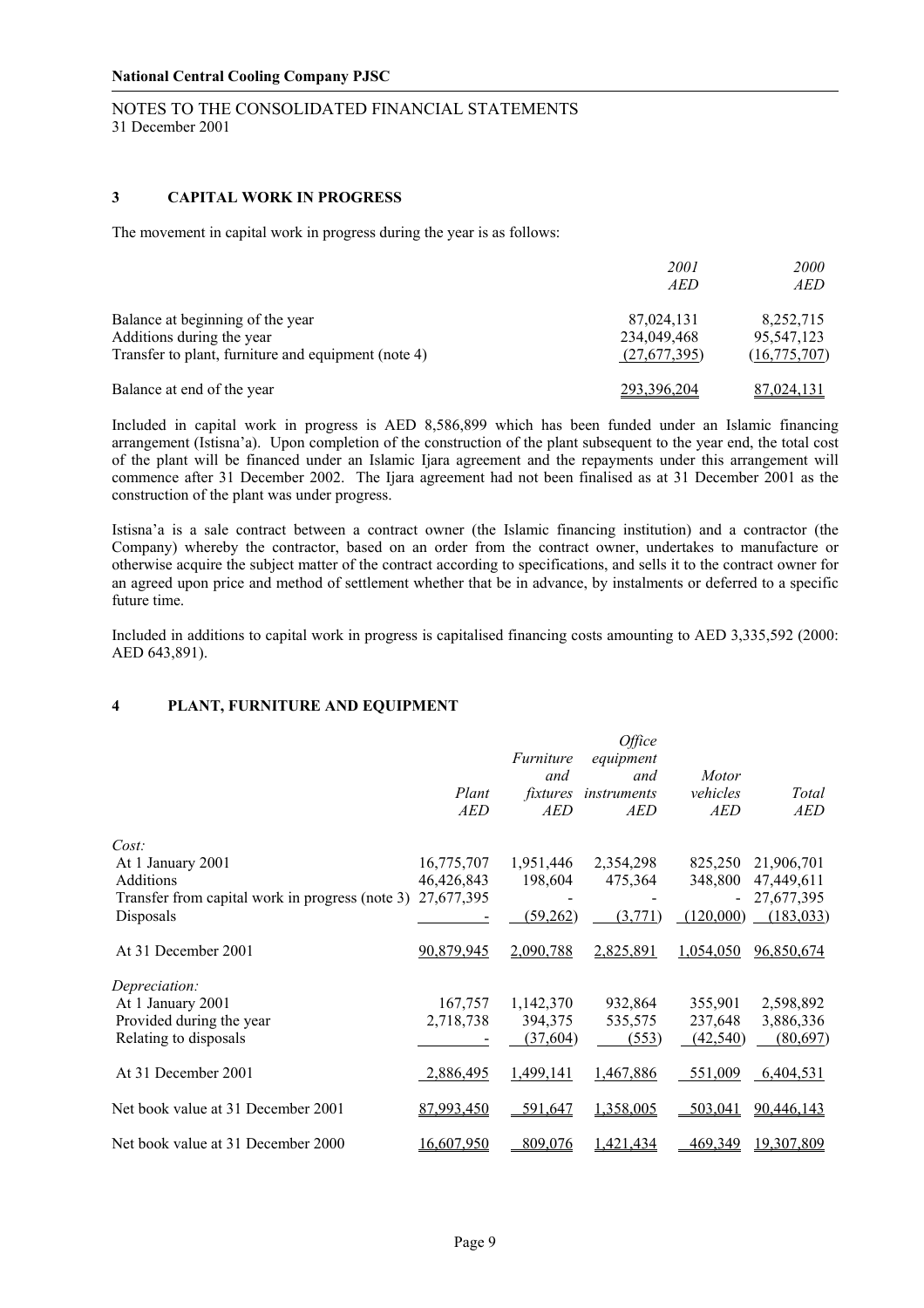**National Central Cooling Company PJSC**

NOTES TO THE CONSOLIDATED FINANCIAL STATEMENTS
31 December 2001

## 3 CAPITAL WORK IN PROGRESS

The movement in capital work in progress during the year is as follows:

| | *2001* *AED* | *2000* *AED* |
|---|---|---|
| Balance at beginning of the year | 87,024,131 | 8,252,715 |
| Additions during the year | 234,049,468 | 95,547,123 |
| Transfer to plant, furniture and equipment (note 4) | (27,677,395) | (16,775,707) |
| Balance at end of the year | 293,396,204 | 87,024,131 |

Included in capital work in progress is AED 8,586,899 which has been funded under an Islamic financing arrangement (Istisna'a). Upon completion of the construction of the plant subsequent to the year end, the total cost of the plant will be financed under an Islamic Ijara agreement and the repayments under this arrangement will commence after 31 December 2002. The Ijara agreement had not been finalised as at 31 December 2001 as the construction of the plant was under progress.

Istisna'a is a sale contract between a contract owner (the Islamic financing institution) and a contractor (the Company) whereby the contractor, based on an order from the contract owner, undertakes to manufacture or otherwise acquire the subject matter of the contract according to specifications, and sells it to the contract owner for an agreed upon price and method of settlement whether that be in advance, by instalments or deferred to a specific future time.

Included in additions to capital work in progress is capitalised financing costs amounting to AED 3,335,592 (2000: AED 643,891).

## 4 PLANT, FURNITURE AND EQUIPMENT

| | *Plant* *AED* | *Furniture and fixtures* *AED* | *Office equipment and instruments* *AED* | *Motor vehicles* *AED* | *Total* *AED* |
|---|---|---|---|---|---|
| *Cost:* | | | | | |
| At 1 January 2001 | 16,775,707 | 1,951,446 | 2,354,298 | 825,250 | 21,906,701 |
| Additions | 46,426,843 | 198,604 | 475,364 | 348,800 | 47,449,611 |
| Transfer from capital work in progress (note 3) | 27,677,395 | - | - | - | 27,677,395 |
| Disposals | - | (59,262) | (3,771) | (120,000) | (183,033) |
| At 31 December 2001 | 90,879,945 | 2,090,788 | 2,825,891 | 1,054,050 | 96,850,674 |
| *Depreciation:* | | | | | |
| At 1 January 2001 | 167,757 | 1,142,370 | 932,864 | 355,901 | 2,598,892 |
| Provided during the year | 2,718,738 | 394,375 | 535,575 | 237,648 | 3,886,336 |
| Relating to disposals | - | (37,604) | (553) | (42,540) | (80,697) |
| At 31 December 2001 | 2,886,495 | 1,499,141 | 1,467,886 | 551,009 | 6,404,531 |
| Net book value at 31 December 2001 | 87,993,450 | 591,647 | 1,358,005 | 503,041 | 90,446,143 |
| Net book value at 31 December 2000 | 16,607,950 | 809,076 | 1,421,434 | 469,349 | 19,307,809 |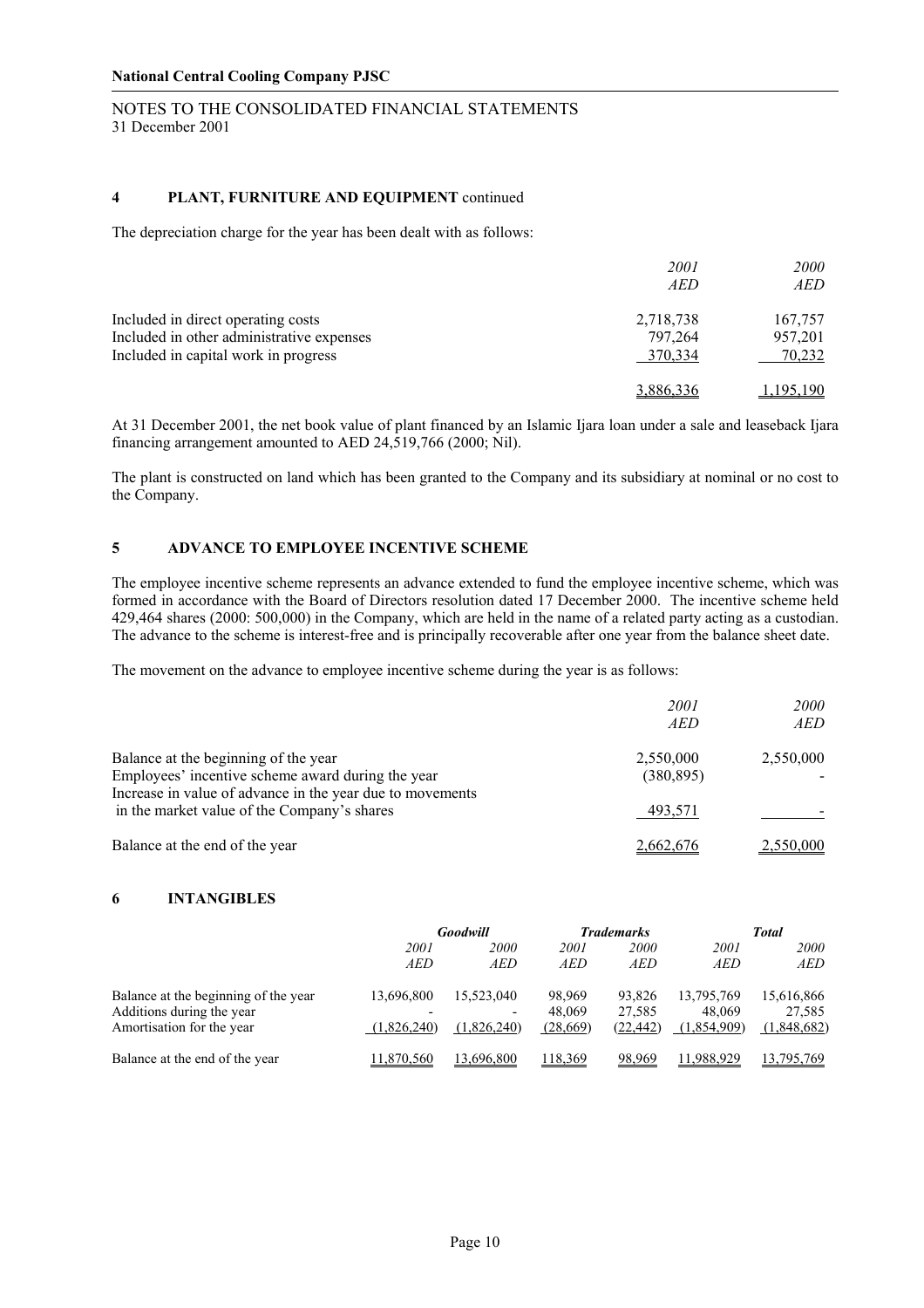**National Central Cooling Company PJSC**

NOTES TO THE CONSOLIDATED FINANCIAL STATEMENTS
31 December 2001

## 4 PLANT, FURNITURE AND EQUIPMENT continued

The depreciation charge for the year has been dealt with as follows:

| | *2001* *AED* | *2000* *AED* |
|---|---|---|
| Included in direct operating costs | 2,718,738 | 167,757 |
| Included in other administrative expenses | 797,264 | 957,201 |
| Included in capital work in progress | 370,334 | 70,232 |
| | 3,886,336 | 1,195,190 |

At 31 December 2001, the net book value of plant financed by an Islamic Ijara loan under a sale and leaseback Ijara financing arrangement amounted to AED 24,519,766 (2000; Nil).

The plant is constructed on land which has been granted to the Company and its subsidiary at nominal or no cost to the Company.

## 5 ADVANCE TO EMPLOYEE INCENTIVE SCHEME

The employee incentive scheme represents an advance extended to fund the employee incentive scheme, which was formed in accordance with the Board of Directors resolution dated 17 December 2000. The incentive scheme held 429,464 shares (2000: 500,000) in the Company, which are held in the name of a related party acting as a custodian. The advance to the scheme is interest-free and is principally recoverable after one year from the balance sheet date.

The movement on the advance to employee incentive scheme during the year is as follows:

| | *2001* *AED* | *2000* *AED* |
|---|---|---|
| Balance at the beginning of the year | 2,550,000 | 2,550,000 |
| Employees' incentive scheme award during the year | (380,895) | - |
| Increase in value of advance in the year due to movements in the market value of the Company's shares | 493,571 | - |
| Balance at the end of the year | 2,662,676 | 2,550,000 |

## 6 INTANGIBLES

| | *Goodwill* | | *Trademarks* | | *Total* | |
|---|---|---|---|---|---|---|
| | *2001* *AED* | *2000* *AED* | *2001* *AED* | *2000* *AED* | *2001* *AED* | *2000* *AED* |
| Balance at the beginning of the year | 13,696,800 | 15,523,040 | 98,969 | 93,826 | 13,795,769 | 15,616,866 |
| Additions during the year | - | - | 48,069 | 27,585 | 48,069 | 27,585 |
| Amortisation for the year | (1,826,240) | (1,826,240) | (28,669) | (22,442) | (1,854,909) | (1,848,682) |
| Balance at the end of the year | 11,870,560 | 13,696,800 | 118,369 | 98,969 | 11,988,929 | 13,795,769 |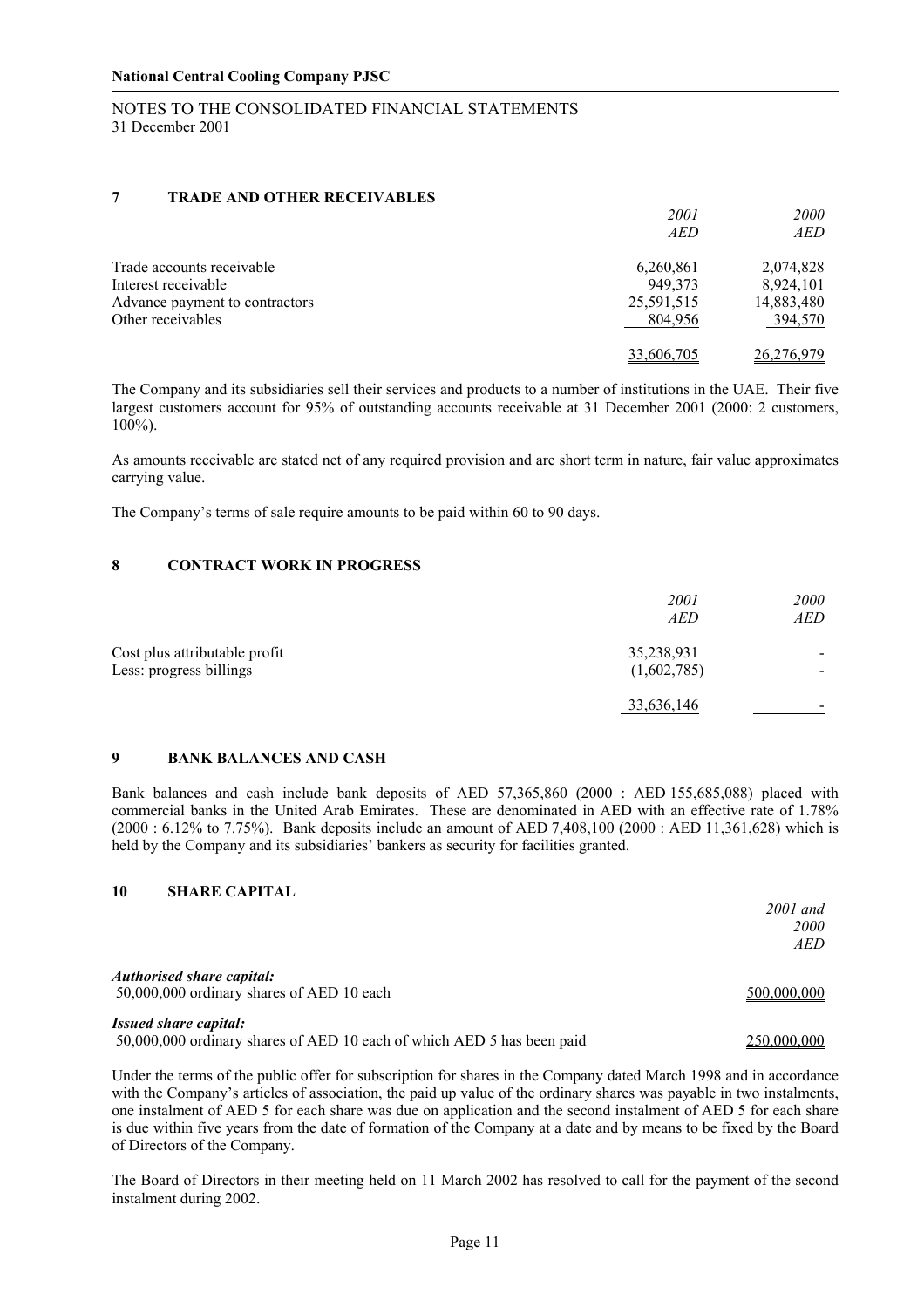## 7 TRADE AND OTHER RECEIVABLES

| | *2001* *AED* | *2000* *AED* |
|---|---|---|
| Trade accounts receivable | 6,260,861 | 2,074,828 |
| Interest receivable | 949,373 | 8,924,101 |
| Advance payment to contractors | 25,591,515 | 14,883,480 |
| Other receivables | 804,956 | 394,570 |
| | 33,606,705 | 26,276,979 |

The Company and its subsidiaries sell their services and products to a number of institutions in the UAE. Their five largest customers account for 95% of outstanding accounts receivable at 31 December 2001 (2000: 2 customers, 100%).

As amounts receivable are stated net of any required provision and are short term in nature, fair value approximates carrying value.

The Company's terms of sale require amounts to be paid within 60 to 90 days.

## 8 CONTRACT WORK IN PROGRESS

| | *2001* *AED* | *2000* *AED* |
|---|---|---|
| Cost plus attributable profit | 35,238,931 | - |
| Less: progress billings | (1,602,785) | - |
| | 33,636,146 | - |

## 9 BANK BALANCES AND CASH

Bank balances and cash include bank deposits of AED 57,365,860 (2000 : AED 155,685,088) placed with commercial banks in the United Arab Emirates. These are denominated in AED with an effective rate of 1.78% (2000 : 6.12% to 7.75%). Bank deposits include an amount of AED 7,408,100 (2000 : AED 11,361,628) which is held by the Company and its subsidiaries' bankers as security for facilities granted.

## 10 SHARE CAPITAL

| | *2001 and 2000* *AED* |
|---|---|
| ***Authorised share capital:*** | |
| 50,000,000 ordinary shares of AED 10 each | 500,000,000 |
| ***Issued share capital:*** | |
| 50,000,000 ordinary shares of AED 10 each of which AED 5 has been paid | 250,000,000 |

Under the terms of the public offer for subscription for shares in the Company dated March 1998 and in accordance with the Company's articles of association, the paid up value of the ordinary shares was payable in two instalments, one instalment of AED 5 for each share was due on application and the second instalment of AED 5 for each share is due within five years from the date of formation of the Company at a date and by means to be fixed by the Board of Directors of the Company.

The Board of Directors in their meeting held on 11 March 2002 has resolved to call for the payment of the second instalment during 2002.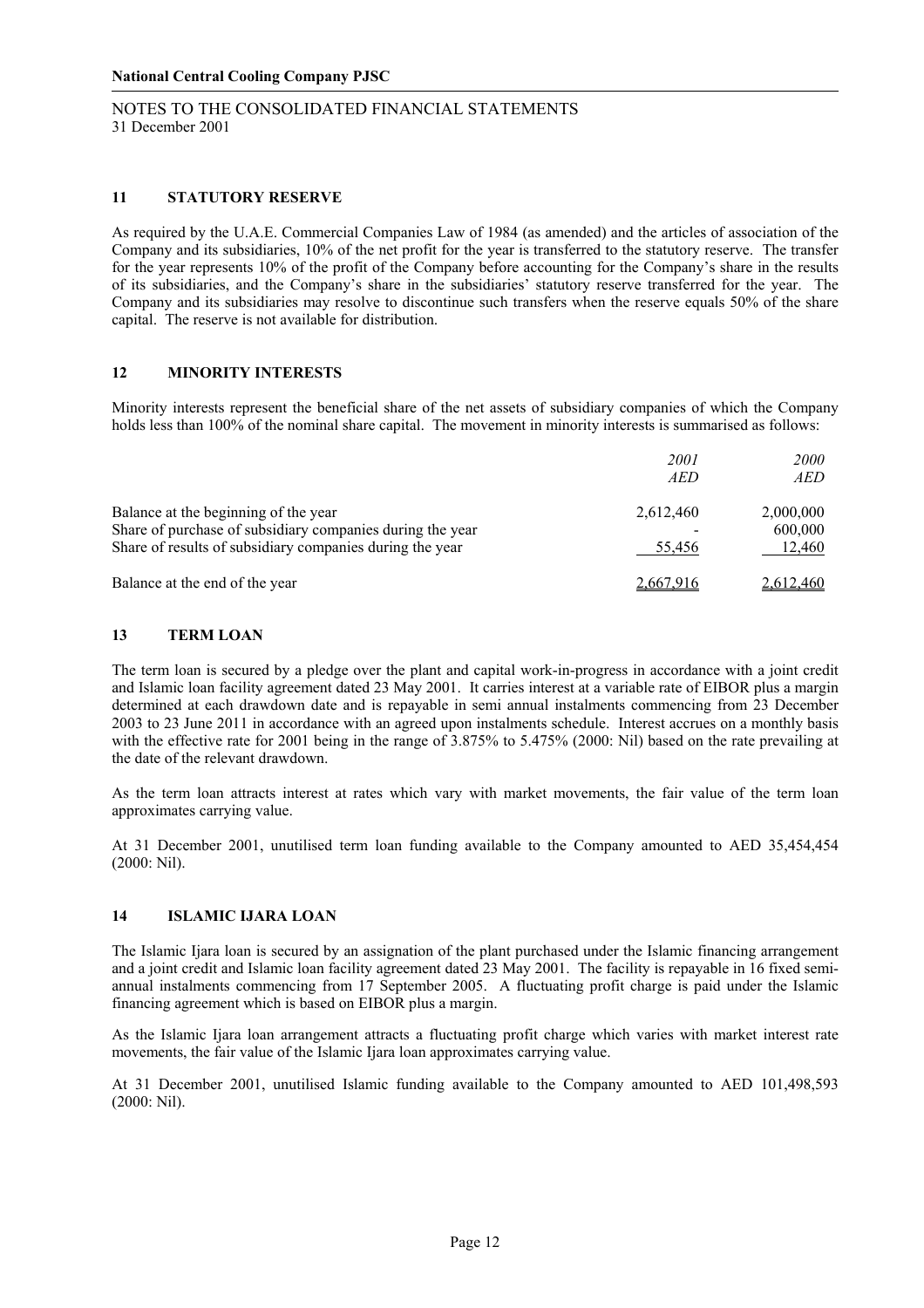**National Central Cooling Company PJSC**

NOTES TO THE CONSOLIDATED FINANCIAL STATEMENTS
31 December 2001

## 11 STATUTORY RESERVE

As required by the U.A.E. Commercial Companies Law of 1984 (as amended) and the articles of association of the Company and its subsidiaries, 10% of the net profit for the year is transferred to the statutory reserve. The transfer for the year represents 10% of the profit of the Company before accounting for the Company's share in the results of its subsidiaries, and the Company's share in the subsidiaries' statutory reserve transferred for the year. The Company and its subsidiaries may resolve to discontinue such transfers when the reserve equals 50% of the share capital. The reserve is not available for distribution.

## 12 MINORITY INTERESTS

Minority interests represent the beneficial share of the net assets of subsidiary companies of which the Company holds less than 100% of the nominal share capital. The movement in minority interests is summarised as follows:

| | *2001* *AED* | *2000* *AED* |
|---|---|---|
| Balance at the beginning of the year | 2,612,460 | 2,000,000 |
| Share of purchase of subsidiary companies during the year | - | 600,000 |
| Share of results of subsidiary companies during the year | 55,456 | 12,460 |
| Balance at the end of the year | 2,667,916 | 2,612,460 |

## 13 TERM LOAN

The term loan is secured by a pledge over the plant and capital work-in-progress in accordance with a joint credit and Islamic loan facility agreement dated 23 May 2001. It carries interest at a variable rate of EIBOR plus a margin determined at each drawdown date and is repayable in semi annual instalments commencing from 23 December 2003 to 23 June 2011 in accordance with an agreed upon instalments schedule. Interest accrues on a monthly basis with the effective rate for 2001 being in the range of 3.875% to 5.475% (2000: Nil) based on the rate prevailing at the date of the relevant drawdown.

As the term loan attracts interest at rates which vary with market movements, the fair value of the term loan approximates carrying value.

At 31 December 2001, unutilised term loan funding available to the Company amounted to AED 35,454,454 (2000: Nil).

## 14 ISLAMIC IJARA LOAN

The Islamic Ijara loan is secured by an assignation of the plant purchased under the Islamic financing arrangement and a joint credit and Islamic loan facility agreement dated 23 May 2001. The facility is repayable in 16 fixed semi-annual instalments commencing from 17 September 2005. A fluctuating profit charge is paid under the Islamic financing agreement which is based on EIBOR plus a margin.

As the Islamic Ijara loan arrangement attracts a fluctuating profit charge which varies with market interest rate movements, the fair value of the Islamic Ijara loan approximates carrying value.

At 31 December 2001, unutilised Islamic funding available to the Company amounted to AED 101,498,593 (2000: Nil).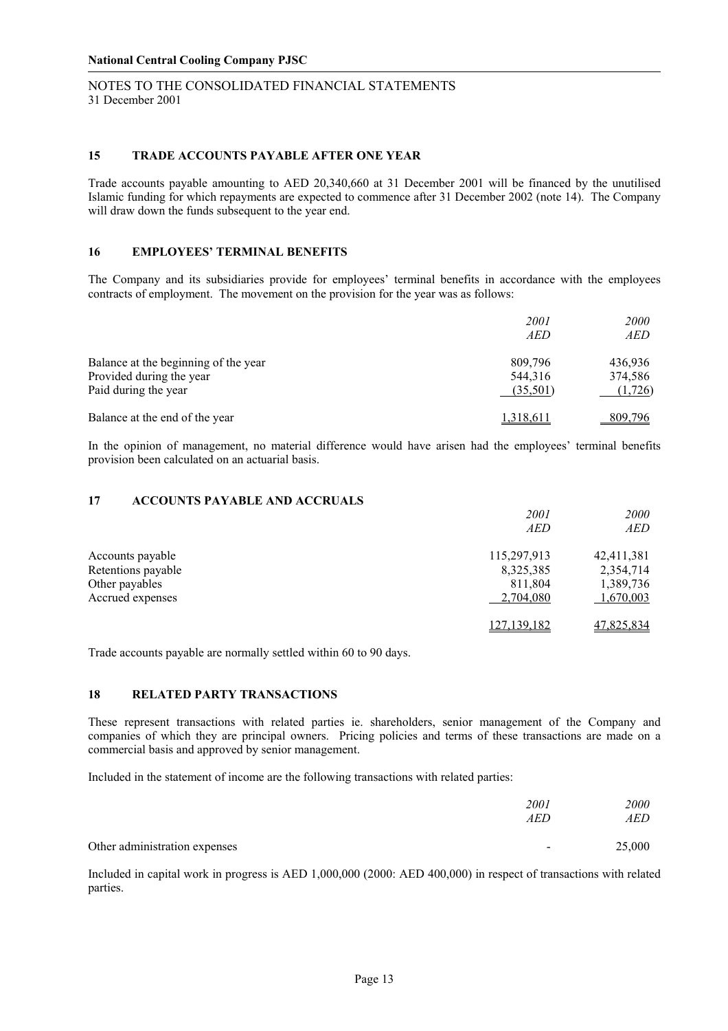## 15 TRADE ACCOUNTS PAYABLE AFTER ONE YEAR

Trade accounts payable amounting to AED 20,340,660 at 31 December 2001 will be financed by the unutilised Islamic funding for which repayments are expected to commence after 31 December 2002 (note 14). The Company will draw down the funds subsequent to the year end.

## 16 EMPLOYEES' TERMINAL BENEFITS

The Company and its subsidiaries provide for employees' terminal benefits in accordance with the employees contracts of employment. The movement on the provision for the year was as follows:

| | *2001* *AED* | *2000* *AED* |
|---|---|---|
| Balance at the beginning of the year | 809,796 | 436,936 |
| Provided during the year | 544,316 | 374,586 |
| Paid during the year | (35,501) | (1,726) |
| Balance at the end of the year | 1,318,611 | 809,796 |

In the opinion of management, no material difference would have arisen had the employees' terminal benefits provision been calculated on an actuarial basis.

## 17 ACCOUNTS PAYABLE AND ACCRUALS

| | *2001* *AED* | *2000* *AED* |
|---|---|---|
| Accounts payable | 115,297,913 | 42,411,381 |
| Retentions payable | 8,325,385 | 2,354,714 |
| Other payables | 811,804 | 1,389,736 |
| Accrued expenses | 2,704,080 | 1,670,003 |
| | 127,139,182 | 47,825,834 |

Trade accounts payable are normally settled within 60 to 90 days.

## 18 RELATED PARTY TRANSACTIONS

These represent transactions with related parties ie. shareholders, senior management of the Company and companies of which they are principal owners. Pricing policies and terms of these transactions are made on a commercial basis and approved by senior management.

Included in the statement of income are the following transactions with related parties:

| | *2001* *AED* | *2000* *AED* |
|---|---|---|
| Other administration expenses | - | 25,000 |

Included in capital work in progress is AED 1,000,000 (2000: AED 400,000) in respect of transactions with related parties.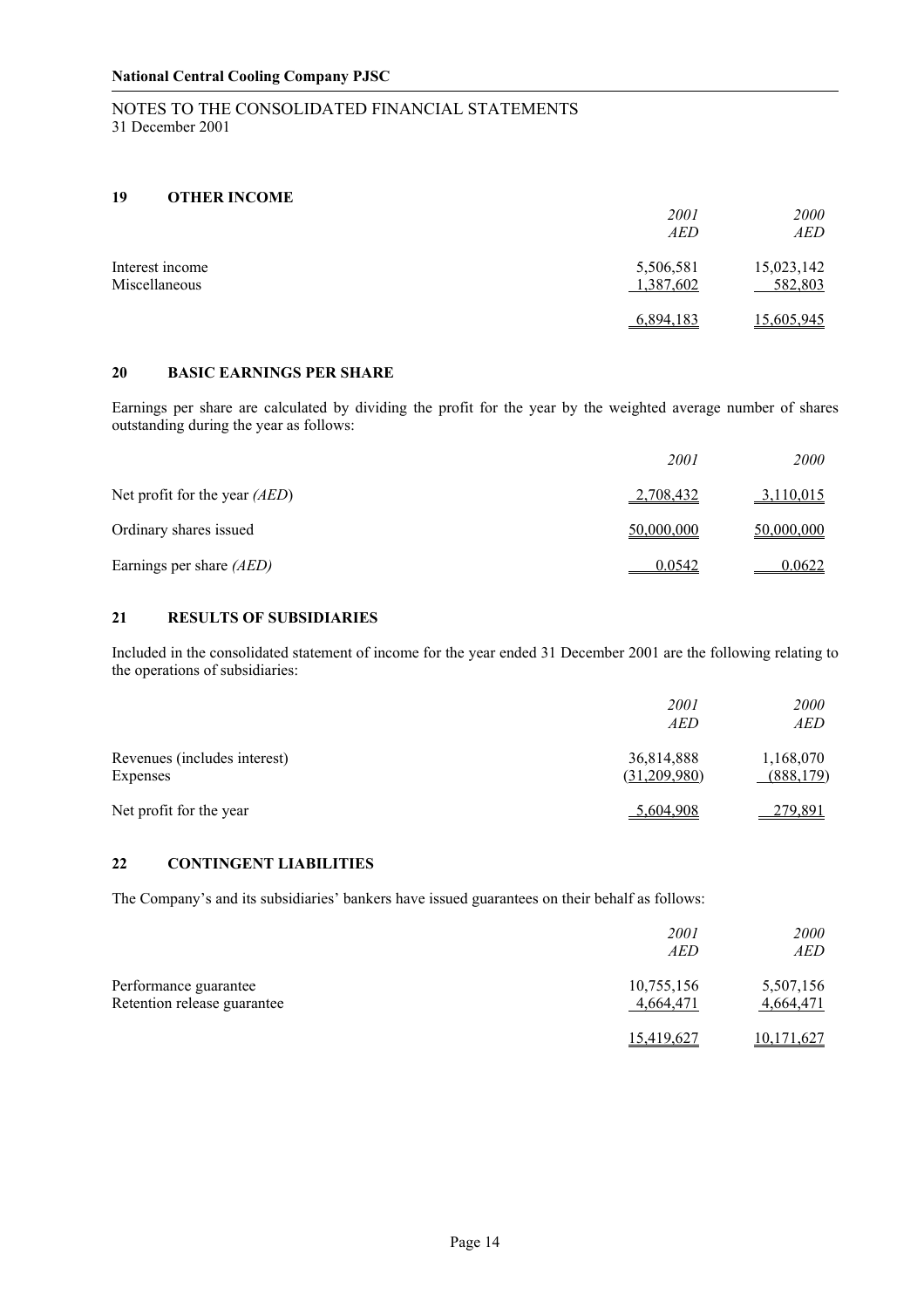**National Central Cooling Company PJSC**

NOTES TO THE CONSOLIDATED FINANCIAL STATEMENTS
31 December 2001

## 19 OTHER INCOME

| | *2001* *AED* | *2000* *AED* |
|---|---|---|
| Interest income | 5,506,581 | 15,023,142 |
| Miscellaneous | 1,387,602 | 582,803 |
| | 6,894,183 | 15,605,945 |

## 20 BASIC EARNINGS PER SHARE

Earnings per share are calculated by dividing the profit for the year by the weighted average number of shares outstanding during the year as follows:

| | *2001* | *2000* |
|---|---|---|
| Net profit for the year *(AED)* | 2,708,432 | 3,110,015 |
| Ordinary shares issued | 50,000,000 | 50,000,000 |
| Earnings per share *(AED)* | 0.0542 | 0.0622 |

## 21 RESULTS OF SUBSIDIARIES

Included in the consolidated statement of income for the year ended 31 December 2001 are the following relating to the operations of subsidiaries:

| | *2001* *AED* | *2000* *AED* |
|---|---|---|
| Revenues (includes interest) | 36,814,888 | 1,168,070 |
| Expenses | (31,209,980) | (888,179) |
| Net profit for the year | 5,604,908 | 279,891 |

## 22 CONTINGENT LIABILITIES

The Company's and its subsidiaries' bankers have issued guarantees on their behalf as follows:

| | *2001* *AED* | *2000* *AED* |
|---|---|---|
| Performance guarantee | 10,755,156 | 5,507,156 |
| Retention release guarantee | 4,664,471 | 4,664,471 |
| | 15,419,627 | 10,171,627 |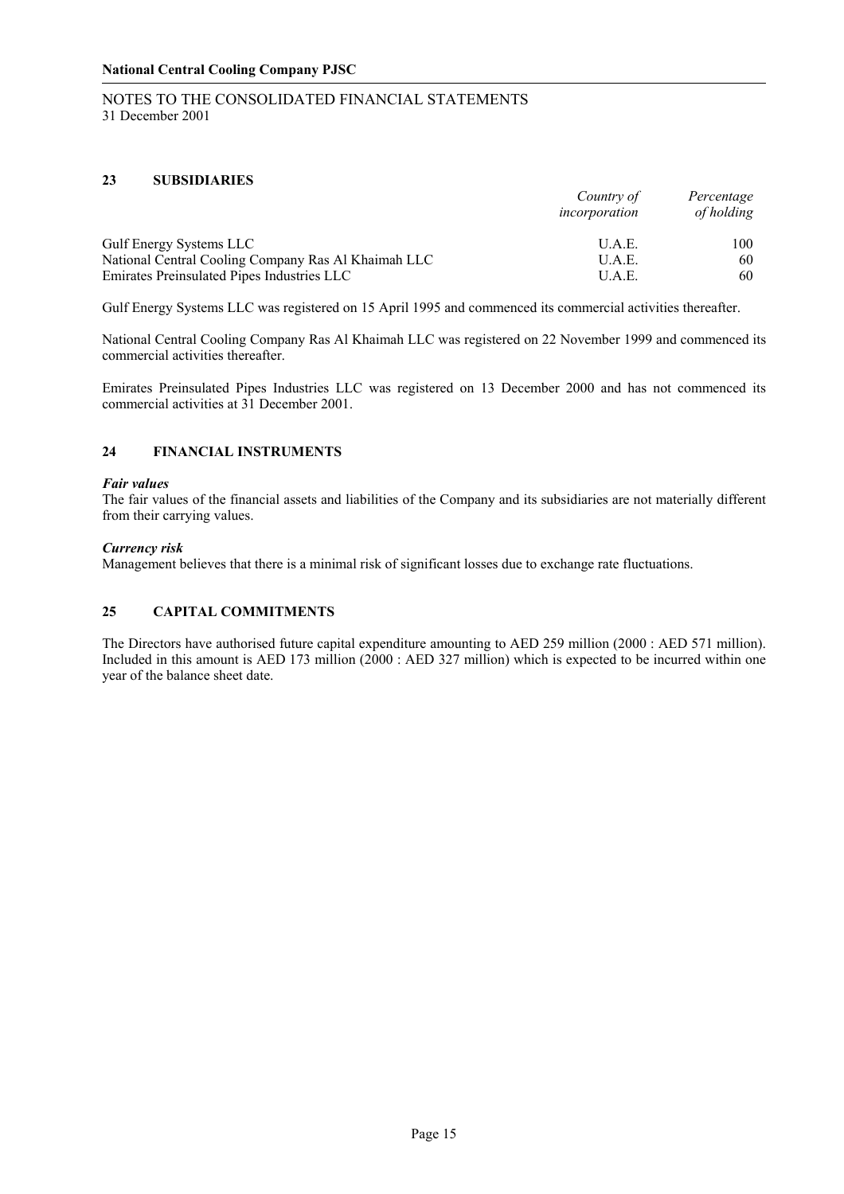NOTES TO THE CONSOLIDATED FINANCIAL STATEMENTS
31 December 2001

## 23 SUBSIDIARIES

| | *Country of incorporation* | *Percentage of holding* |
|---|---|---|
| Gulf Energy Systems LLC | U.A.E. | 100 |
| National Central Cooling Company Ras Al Khaimah LLC | U.A.E. | 60 |
| Emirates Preinsulated Pipes Industries LLC | U.A.E. | 60 |

Gulf Energy Systems LLC was registered on 15 April 1995 and commenced its commercial activities thereafter.

National Central Cooling Company Ras Al Khaimah LLC was registered on 22 November 1999 and commenced its commercial activities thereafter.

Emirates Preinsulated Pipes Industries LLC was registered on 13 December 2000 and has not commenced its commercial activities at 31 December 2001.

## 24 FINANCIAL INSTRUMENTS

***Fair values***
The fair values of the financial assets and liabilities of the Company and its subsidiaries are not materially different from their carrying values.

***Currency risk***
Management believes that there is a minimal risk of significant losses due to exchange rate fluctuations.

## 25 CAPITAL COMMITMENTS

The Directors have authorised future capital expenditure amounting to AED 259 million (2000 : AED 571 million). Included in this amount is AED 173 million (2000 : AED 327 million) which is expected to be incurred within one year of the balance sheet date.